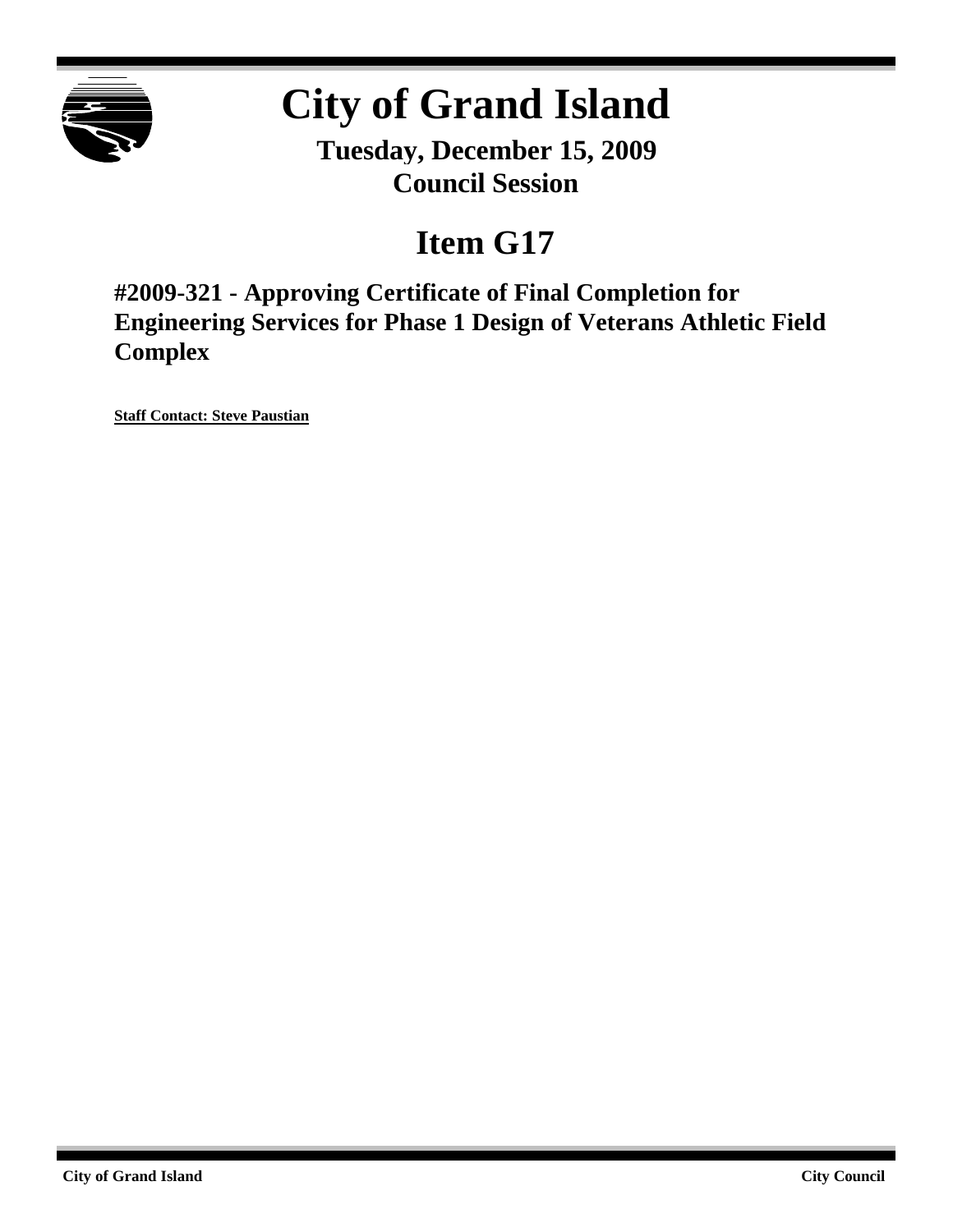# City of Grand Island

**Tuesday, December 15, 2009**
**Council Session**

## Item G17

### #2009-321 - Approving Certificate of Final Completion for Engineering Services for Phase 1 Design of Veterans Athletic Field Complex

**Staff Contact: Steve Paustian**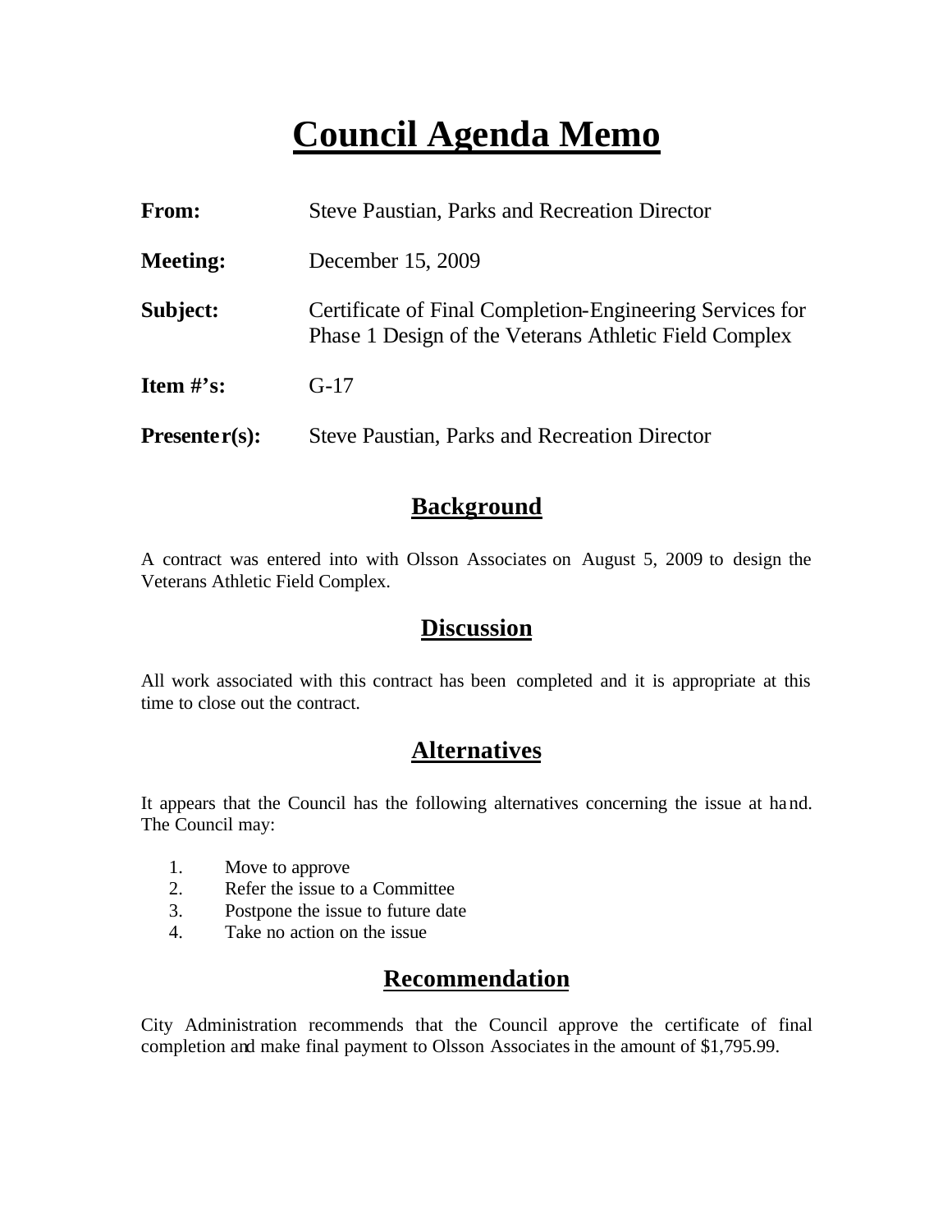# Council Agenda Memo

**From:** Steve Paustian, Parks and Recreation Director

**Meeting:** December 15, 2009

**Subject:** Certificate of Final Completion-Engineering Services for Phase 1 Design of the Veterans Athletic Field Complex

**Item #'s:** G-17

**Presenter(s):** Steve Paustian, Parks and Recreation Director

## Background

A contract was entered into with Olsson Associates on August 5, 2009 to design the Veterans Athletic Field Complex.

## Discussion

All work associated with this contract has been completed and it is appropriate at this time to close out the contract.

## Alternatives

It appears that the Council has the following alternatives concerning the issue at hand. The Council may:

1. Move to approve
2. Refer the issue to a Committee
3. Postpone the issue to future date
4. Take no action on the issue

## Recommendation

City Administration recommends that the Council approve the certificate of final completion and make final payment to Olsson Associates in the amount of $1,795.99.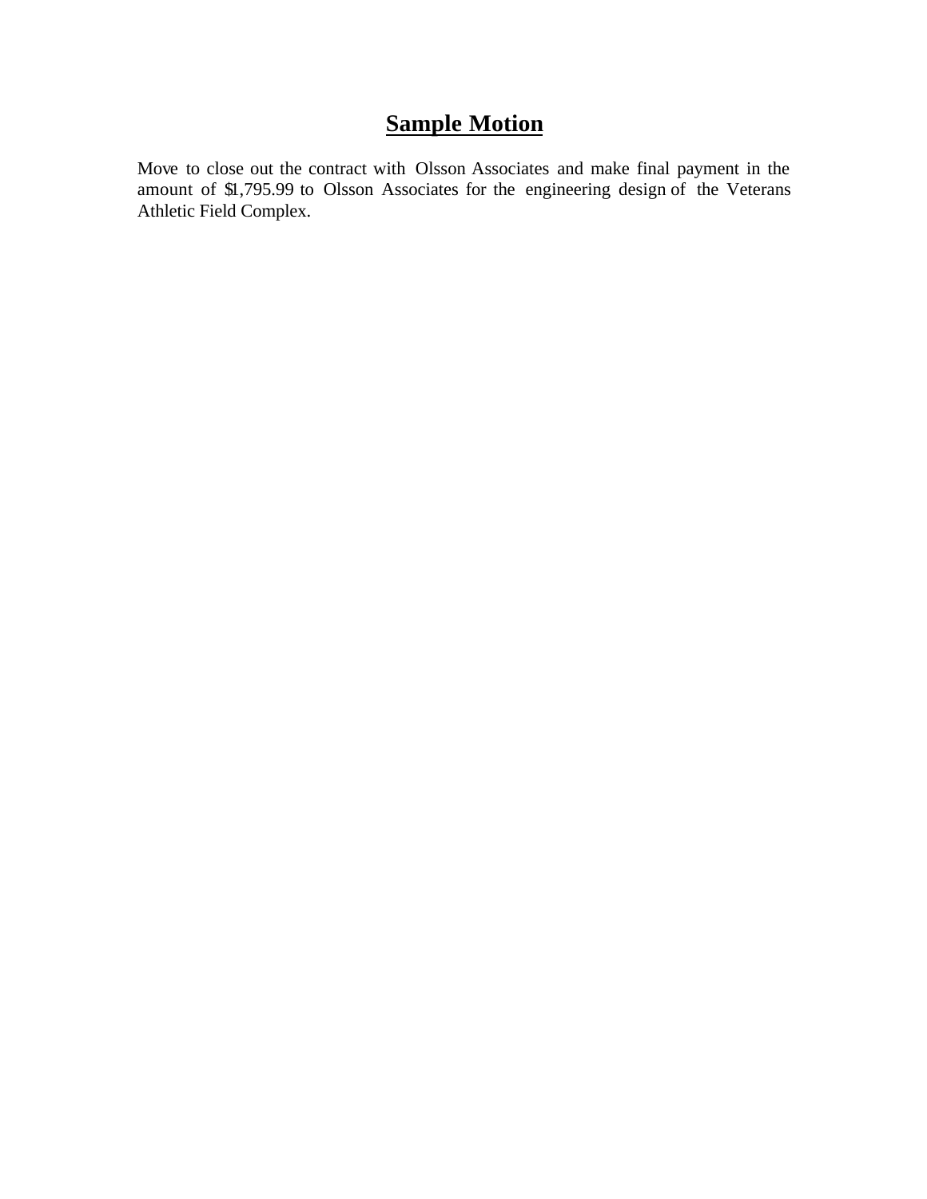# Sample Motion

Move to close out the contract with Olsson Associates and make final payment in the amount of $1,795.99 to Olsson Associates for the engineering design of the Veterans Athletic Field Complex.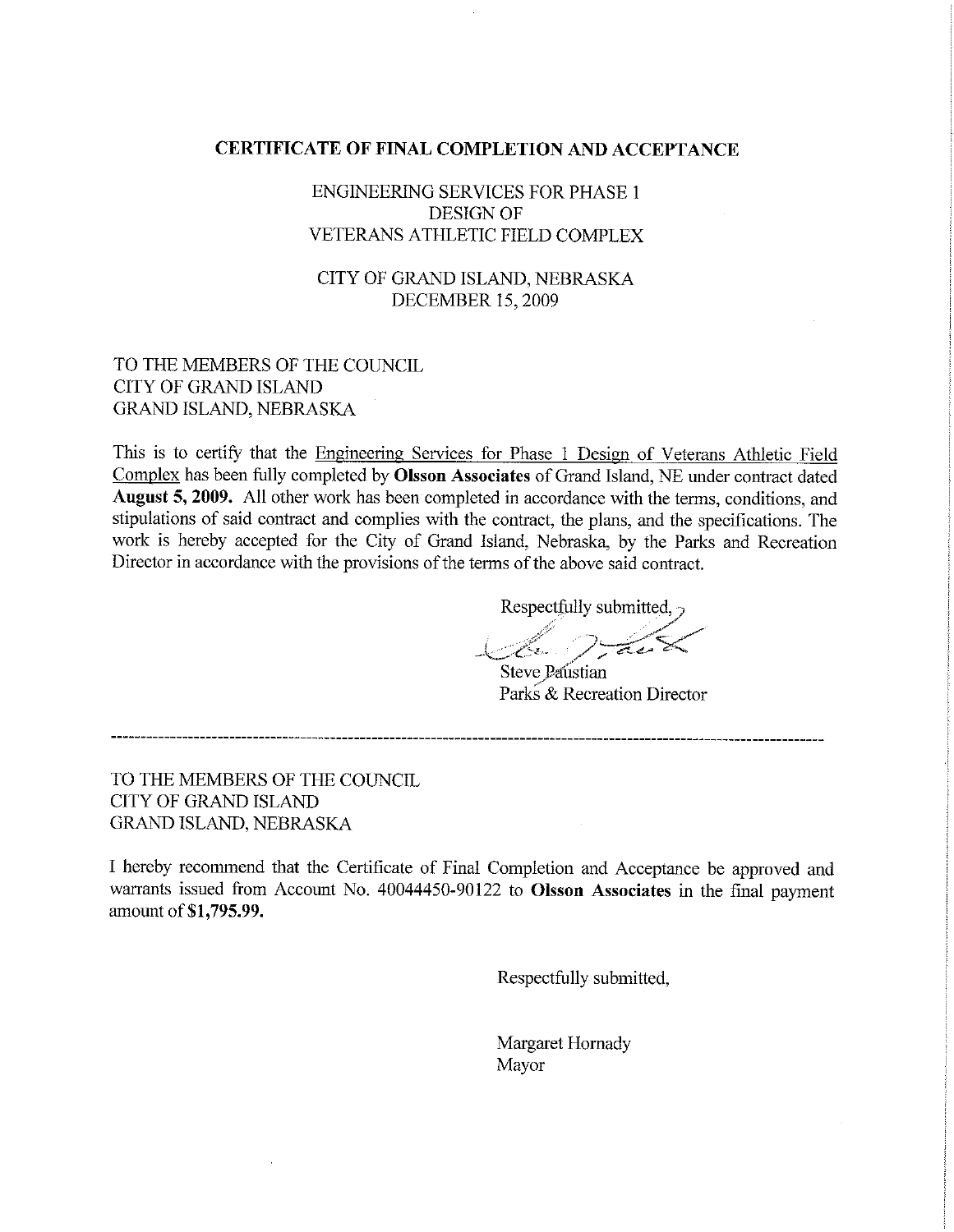# CERTIFICATE OF FINAL COMPLETION AND ACCEPTANCE

ENGINEERING SERVICES FOR PHASE 1
DESIGN OF
VETERANS ATHLETIC FIELD COMPLEX

CITY OF GRAND ISLAND, NEBRASKA
DECEMBER 15, 2009

TO THE MEMBERS OF THE COUNCIL
CITY OF GRAND ISLAND
GRAND ISLAND, NEBRASKA

This is to certify that the Engineering Services for Phase 1 Design of Veterans Athletic Field Complex has been fully completed by **Olsson Associates** of Grand Island, NE under contract dated **August 5, 2009.** All other work has been completed in accordance with the terms, conditions, and stipulations of said contract and complies with the contract, the plans, and the specifications. The work is hereby accepted for the City of Grand Island, Nebraska, by the Parks and Recreation Director in accordance with the provisions of the terms of the above said contract.

Respectfully submitted,

Steve Paustian
Parks & Recreation Director

---

TO THE MEMBERS OF THE COUNCIL
CITY OF GRAND ISLAND
GRAND ISLAND, NEBRASKA

I hereby recommend that the Certificate of Final Completion and Acceptance be approved and warrants issued from Account No. 40044450-90122 to **Olsson Associates** in the final payment amount of **$1,795.99.**

Respectfully submitted,

Margaret Hornady
Mayor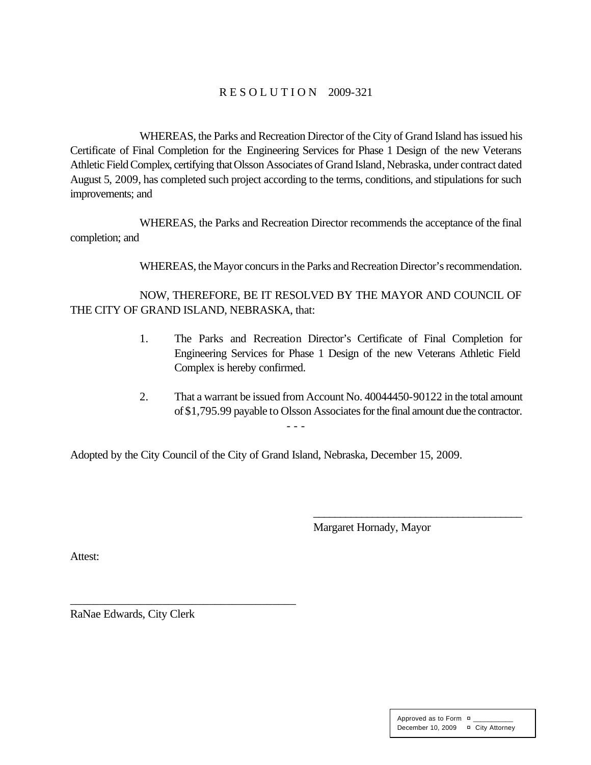# RESOLUTION 2009-321

WHEREAS, the Parks and Recreation Director of the City of Grand Island has issued his Certificate of Final Completion for the Engineering Services for Phase 1 Design of the new Veterans Athletic Field Complex, certifying that Olsson Associates of Grand Island, Nebraska, under contract dated August 5, 2009, has completed such project according to the terms, conditions, and stipulations for such improvements; and

WHEREAS, the Parks and Recreation Director recommends the acceptance of the final completion; and

WHEREAS, the Mayor concurs in the Parks and Recreation Director's recommendation.

NOW, THEREFORE, BE IT RESOLVED BY THE MAYOR AND COUNCIL OF THE CITY OF GRAND ISLAND, NEBRASKA, that:

1. The Parks and Recreation Director's Certificate of Final Completion for Engineering Services for Phase 1 Design of the new Veterans Athletic Field Complex is hereby confirmed.

2. That a warrant be issued from Account No. 40044450-90122 in the total amount of $1,795.99 payable to Olsson Associates for the final amount due the contractor.

- - -

Adopted by the City Council of the City of Grand Island, Nebraska, December 15, 2009.

_______________________________________
Margaret Hornady, Mayor

Attest:

_______________________________________
RaNae Edwards, City Clerk

Approved as to Form ¤ __________
December 10, 2009 ¤ City Attorney